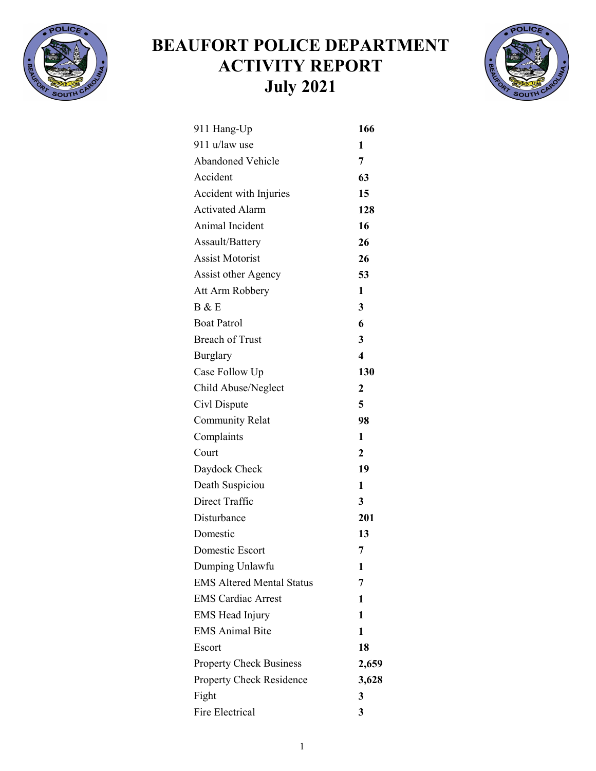# BEAUFORT POLICE DEPARTMENT ACTIVITY REPORT July 2021

| | |
|---|---|
| 911 Hang-Up | **166** |
| 911 u/law use | **1** |
| Abandoned Vehicle | **7** |
| Accident | **63** |
| Accident with Injuries | **15** |
| Activated Alarm | **128** |
| Animal Incident | **16** |
| Assault/Battery | **26** |
| Assist Motorist | **26** |
| Assist other Agency | **53** |
| Att Arm Robbery | **1** |
| B & E | **3** |
| Boat Patrol | **6** |
| Breach of Trust | **3** |
| Burglary | **4** |
| Case Follow Up | **130** |
| Child Abuse/Neglect | **2** |
| Civl Dispute | **5** |
| Community Relat | **98** |
| Complaints | **1** |
| Court | **2** |
| Daydock Check | **19** |
| Death Suspiciou | **1** |
| Direct Traffic | **3** |
| Disturbance | **201** |
| Domestic | **13** |
| Domestic Escort | **7** |
| Dumping Unlawfu | **1** |
| EMS Altered Mental Status | **7** |
| EMS Cardiac Arrest | **1** |
| EMS Head Injury | **1** |
| EMS Animal Bite | **1** |
| Escort | **18** |
| Property Check Business | **2,659** |
| Property Check Residence | **3,628** |
| Fight | **3** |
| Fire Electrical | **3** |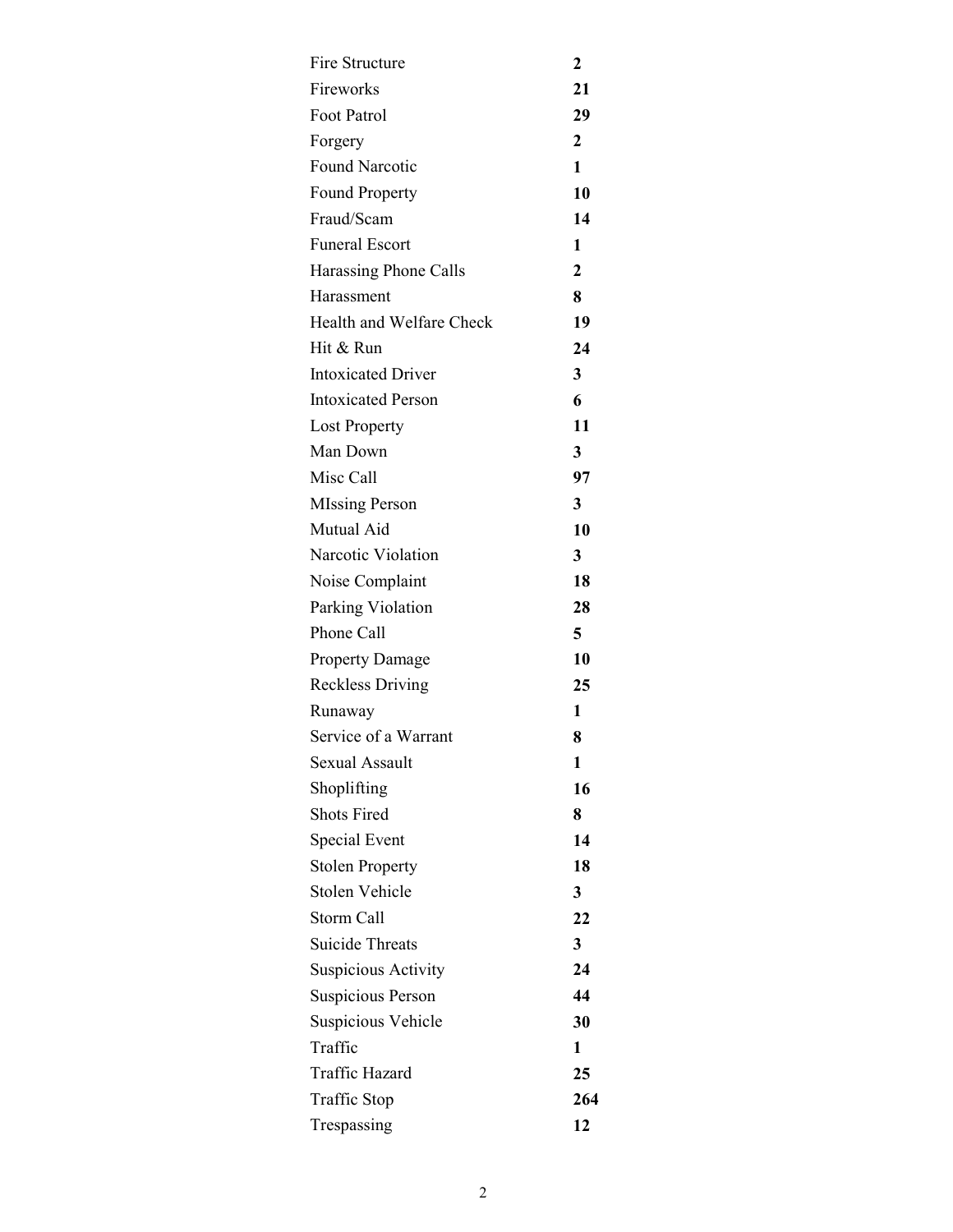| | |
|---|---|
| Fire Structure | **2** |
| Fireworks | **21** |
| Foot Patrol | **29** |
| Forgery | **2** |
| Found Narcotic | **1** |
| Found Property | **10** |
| Fraud/Scam | **14** |
| Funeral Escort | **1** |
| Harassing Phone Calls | **2** |
| Harassment | **8** |
| Health and Welfare Check | **19** |
| Hit & Run | **24** |
| Intoxicated Driver | **3** |
| Intoxicated Person | **6** |
| Lost Property | **11** |
| Man Down | **3** |
| Misc Call | **97** |
| MIssing Person | **3** |
| Mutual Aid | **10** |
| Narcotic Violation | **3** |
| Noise Complaint | **18** |
| Parking Violation | **28** |
| Phone Call | **5** |
| Property Damage | **10** |
| Reckless Driving | **25** |
| Runaway | **1** |
| Service of a Warrant | **8** |
| Sexual Assault | **1** |
| Shoplifting | **16** |
| Shots Fired | **8** |
| Special Event | **14** |
| Stolen Property | **18** |
| Stolen Vehicle | **3** |
| Storm Call | **22** |
| Suicide Threats | **3** |
| Suspicious Activity | **24** |
| Suspicious Person | **44** |
| Suspicious Vehicle | **30** |
| Traffic | **1** |
| Traffic Hazard | **25** |
| Traffic Stop | **264** |
| Trespassing | **12** |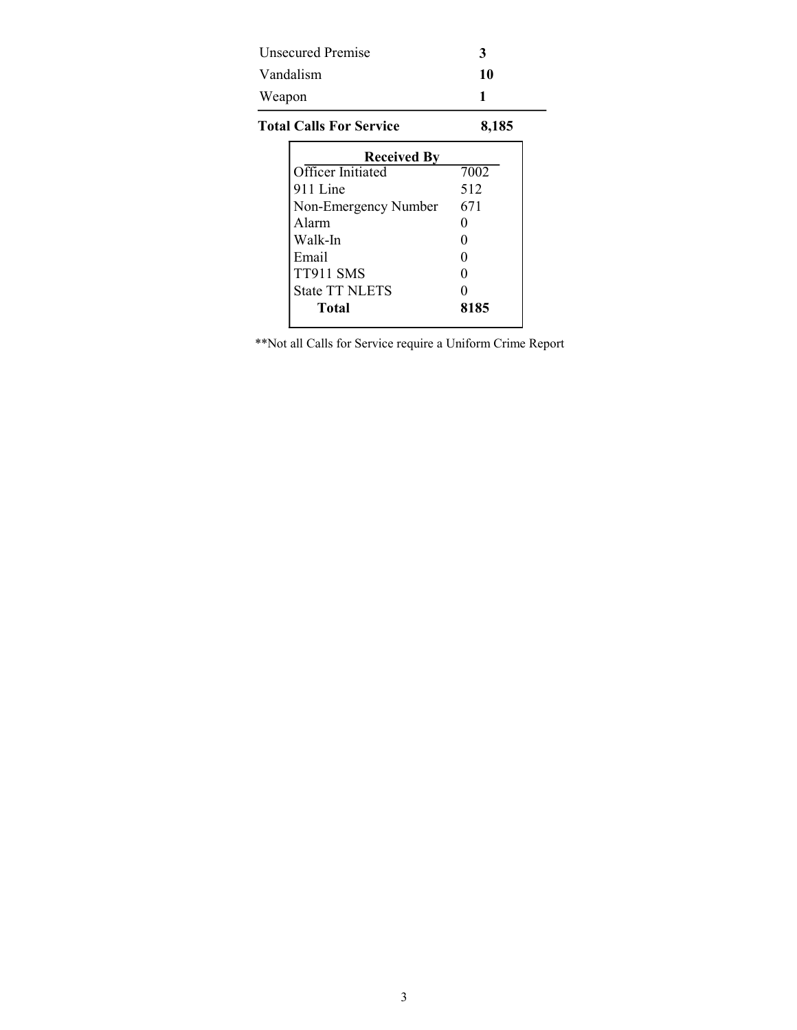| | |
|---|---|
| Unsecured Premise | **3** |
| Vandalism | **10** |
| Weapon | **1** |
| **Total Calls For Service** | **8,185** |

| Received By | |
|---|---|
| Officer Initiated | 7002 |
| 911 Line | 512 |
| Non-Emergency Number | 671 |
| Alarm | 0 |
| Walk-In | 0 |
| Email | 0 |
| TT911 SMS | 0 |
| State TT NLETS | 0 |
| **Total** | **8185** |

**Not all Calls for Service require a Uniform Crime Report